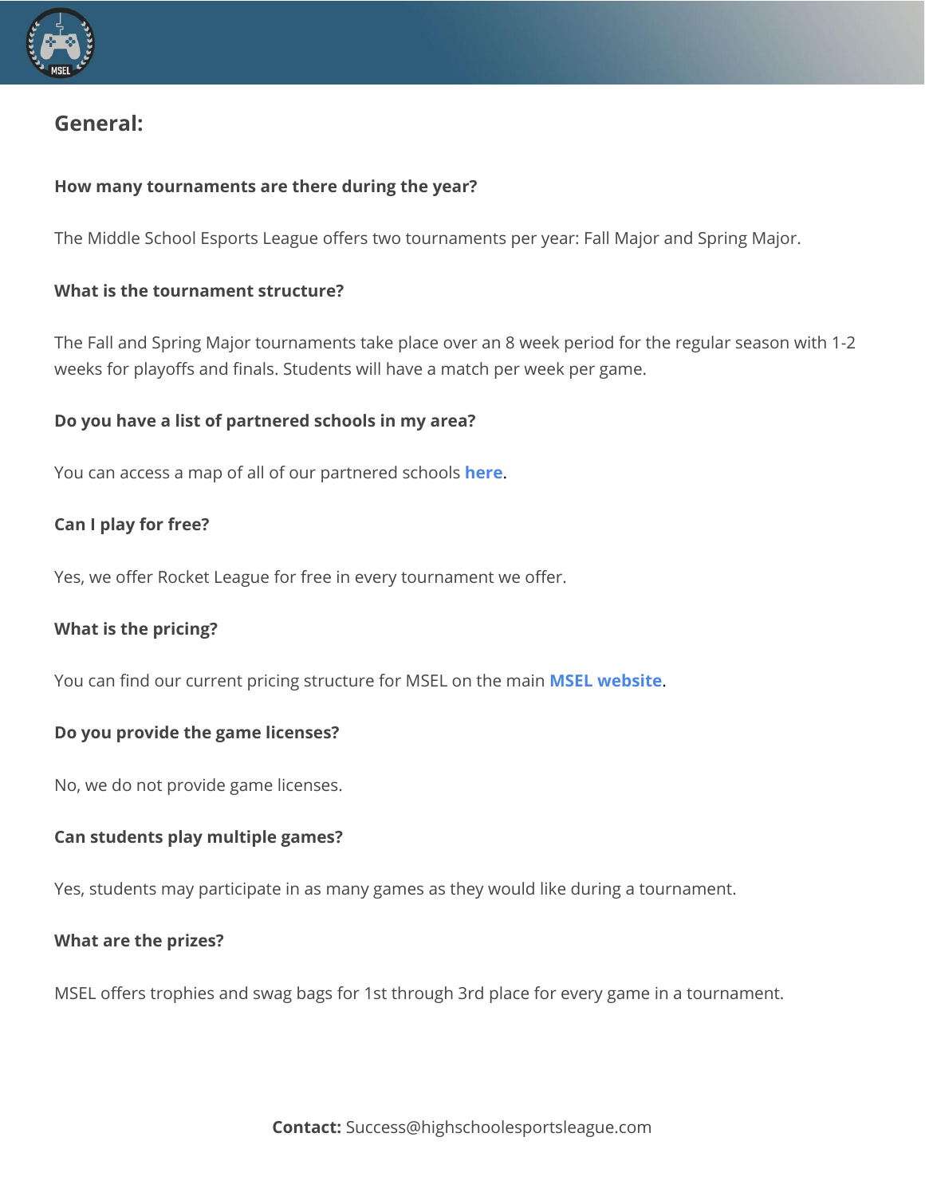## General:

**How many tournaments are there during the year?**

The Middle School Esports League offers two tournaments per year: Fall Major and Spring Major.

**What is the tournament structure?**

The Fall and Spring Major tournaments take place over an 8 week period for the regular season with 1-2 weeks for playoffs and finals. Students will have a match per week per game.

**Do you have a list of partnered schools in my area?**

You can access a map of all of our partnered schools **here**.

**Can I play for free?**

Yes, we offer Rocket League for free in every tournament we offer.

**What is the pricing?**

You can find our current pricing structure for MSEL on the main **MSEL website**.

**Do you provide the game licenses?**

No, we do not provide game licenses.

**Can students play multiple games?**

Yes, students may participate in as many games as they would like during a tournament.

**What are the prizes?**

MSEL offers trophies and swag bags for 1st through 3rd place for every game in a tournament.

**Contact:** Success@highschoolesportsleague.com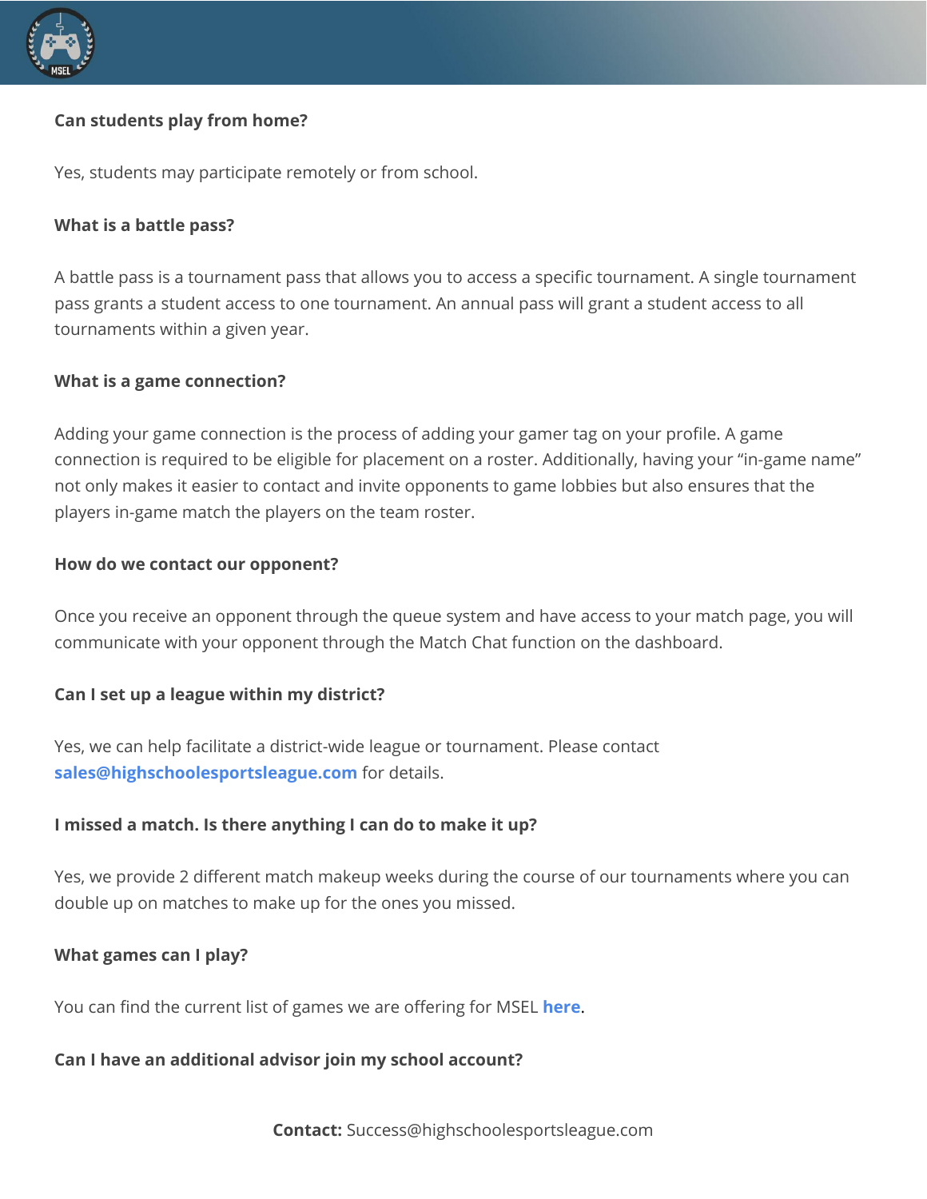**Can students play from home?**

Yes, students may participate remotely or from school.

**What is a battle pass?**

A battle pass is a tournament pass that allows you to access a specific tournament. A single tournament pass grants a student access to one tournament. An annual pass will grant a student access to all tournaments within a given year.

**What is a game connection?**

Adding your game connection is the process of adding your gamer tag on your profile. A game connection is required to be eligible for placement on a roster. Additionally, having your "in-game name" not only makes it easier to contact and invite opponents to game lobbies but also ensures that the players in-game match the players on the team roster.

**How do we contact our opponent?**

Once you receive an opponent through the queue system and have access to your match page, you will communicate with your opponent through the Match Chat function on the dashboard.

**Can I set up a league within my district?**

Yes, we can help facilitate a district-wide league or tournament. Please contact **sales@highschoolesportsleague.com** for details.

**I missed a match. Is there anything I can do to make it up?**

Yes, we provide 2 different match makeup weeks during the course of our tournaments where you can double up on matches to make up for the ones you missed.

**What games can I play?**

You can find the current list of games we are offering for MSEL **here**.

**Can I have an additional advisor join my school account?**

**Contact:** Success@highschoolesportsleague.com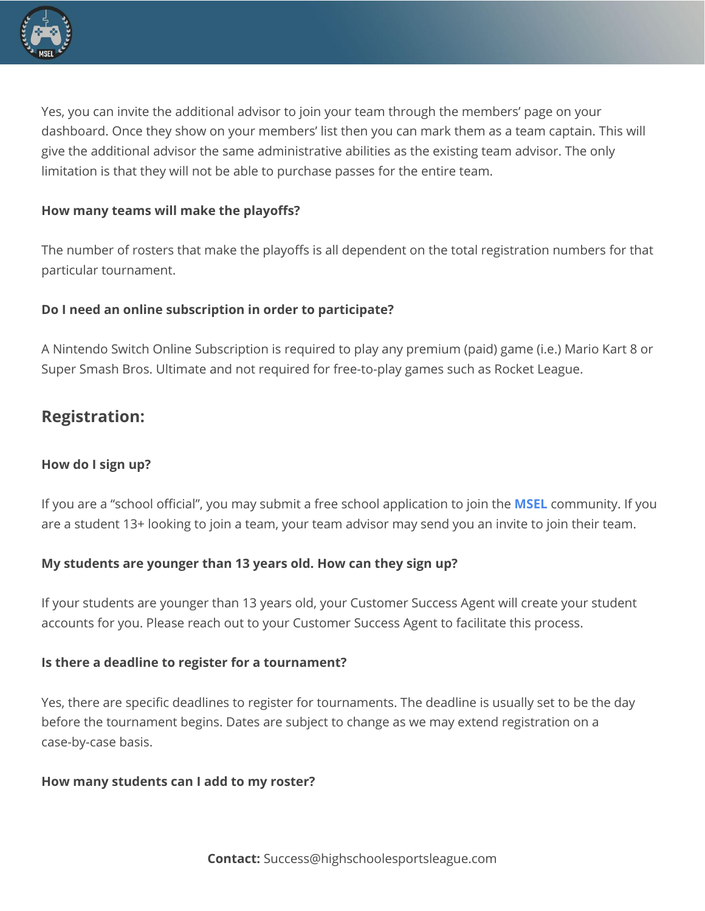Yes, you can invite the additional advisor to join your team through the members' page on your dashboard. Once they show on your members' list then you can mark them as a team captain. This will give the additional advisor the same administrative abilities as the existing team advisor. The only limitation is that they will not be able to purchase passes for the entire team.

**How many teams will make the playoffs?**

The number of rosters that make the playoffs is all dependent on the total registration numbers for that particular tournament.

**Do I need an online subscription in order to participate?**

A Nintendo Switch Online Subscription is required to play any premium (paid) game (i.e.) Mario Kart 8 or Super Smash Bros. Ultimate and not required for free-to-play games such as Rocket League.

## Registration:

**How do I sign up?**

If you are a "school official", you may submit a free school application to join the **MSEL** community. If you are a student 13+ looking to join a team, your team advisor may send you an invite to join their team.

**My students are younger than 13 years old. How can they sign up?**

If your students are younger than 13 years old, your Customer Success Agent will create your student accounts for you. Please reach out to your Customer Success Agent to facilitate this process.

**Is there a deadline to register for a tournament?**

Yes, there are specific deadlines to register for tournaments. The deadline is usually set to be the day before the tournament begins. Dates are subject to change as we may extend registration on a case-by-case basis.

**How many students can I add to my roster?**

**Contact:** Success@highschoolesportsleague.com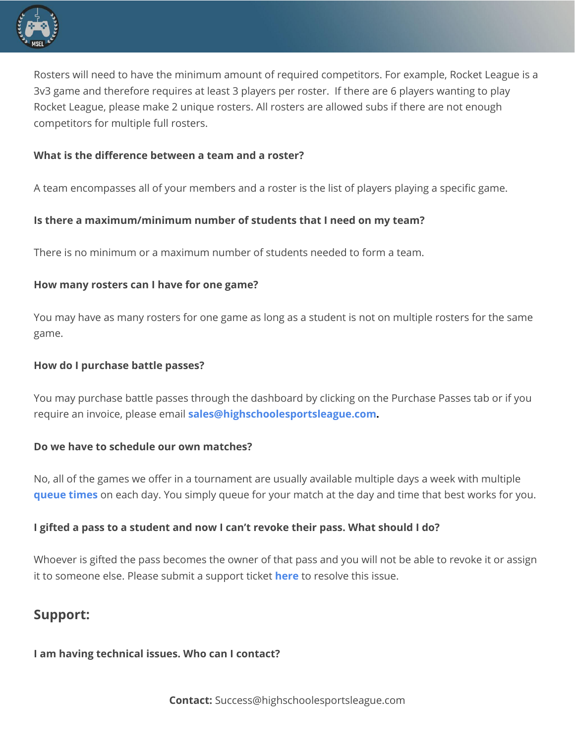Rosters will need to have the minimum amount of required competitors. For example, Rocket League is a 3v3 game and therefore requires at least 3 players per roster. If there are 6 players wanting to play Rocket League, please make 2 unique rosters. All rosters are allowed subs if there are not enough competitors for multiple full rosters.

**What is the difference between a team and a roster?**

A team encompasses all of your members and a roster is the list of players playing a specific game.

**Is there a maximum/minimum number of students that I need on my team?**

There is no minimum or a maximum number of students needed to form a team.

**How many rosters can I have for one game?**

You may have as many rosters for one game as long as a student is not on multiple rosters for the same game.

**How do I purchase battle passes?**

You may purchase battle passes through the dashboard by clicking on the Purchase Passes tab or if you require an invoice, please email **sales@highschoolesportsleague.com.**

**Do we have to schedule our own matches?**

No, all of the games we offer in a tournament are usually available multiple days a week with multiple **queue times** on each day. You simply queue for your match at the day and time that best works for you.

**I gifted a pass to a student and now I can't revoke their pass. What should I do?**

Whoever is gifted the pass becomes the owner of that pass and you will not be able to revoke it or assign it to someone else. Please submit a support ticket **here** to resolve this issue.

## Support:

**I am having technical issues. Who can I contact?**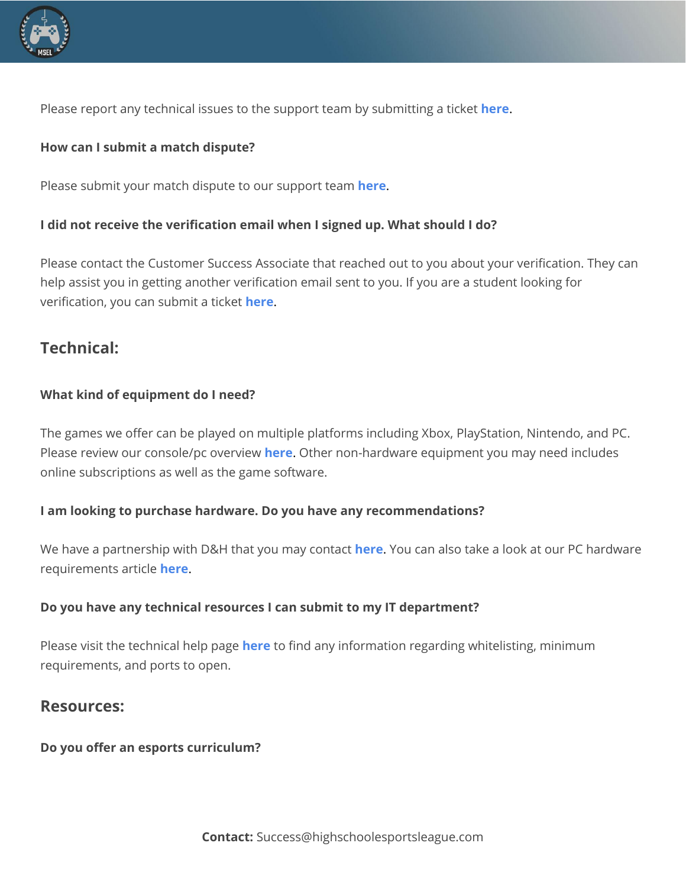Please report any technical issues to the support team by submitting a ticket **here**.

**How can I submit a match dispute?**

Please submit your match dispute to our support team **here**.

**I did not receive the verification email when I signed up. What should I do?**

Please contact the Customer Success Associate that reached out to you about your verification. They can help assist you in getting another verification email sent to you. If you are a student looking for verification, you can submit a ticket **here**.

## Technical:

**What kind of equipment do I need?**

The games we offer can be played on multiple platforms including Xbox, PlayStation, Nintendo, and PC. Please review our console/pc overview **here**. Other non-hardware equipment you may need includes online subscriptions as well as the game software.

**I am looking to purchase hardware. Do you have any recommendations?**

We have a partnership with D&H that you may contact **here**. You can also take a look at our PC hardware requirements article **here**.

**Do you have any technical resources I can submit to my IT department?**

Please visit the technical help page **here** to find any information regarding whitelisting, minimum requirements, and ports to open.

## Resources:

**Do you offer an esports curriculum?**

**Contact:** Success@highschoolesportsleague.com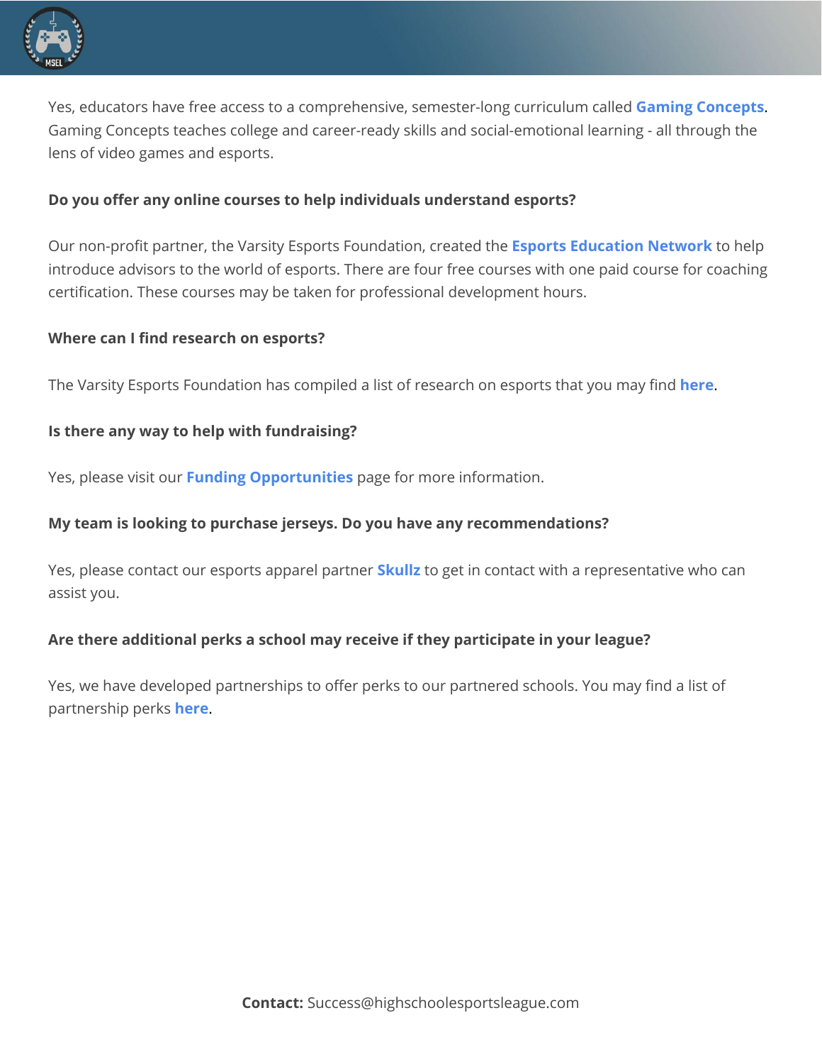Yes, educators have free access to a comprehensive, semester-long curriculum called **Gaming Concepts**. Gaming Concepts teaches college and career-ready skills and social-emotional learning - all through the lens of video games and esports.

**Do you offer any online courses to help individuals understand esports?**

Our non-profit partner, the Varsity Esports Foundation, created the **Esports Education Network** to help introduce advisors to the world of esports. There are four free courses with one paid course for coaching certification. These courses may be taken for professional development hours.

**Where can I find research on esports?**

The Varsity Esports Foundation has compiled a list of research on esports that you may find **here**.

**Is there any way to help with fundraising?**

Yes, please visit our **Funding Opportunities** page for more information.

**My team is looking to purchase jerseys. Do you have any recommendations?**

Yes, please contact our esports apparel partner **Skullz** to get in contact with a representative who can assist you.

**Are there additional perks a school may receive if they participate in your league?**

Yes, we have developed partnerships to offer perks to our partnered schools. You may find a list of partnership perks **here**.

**Contact:** Success@highschoolesportsleague.com